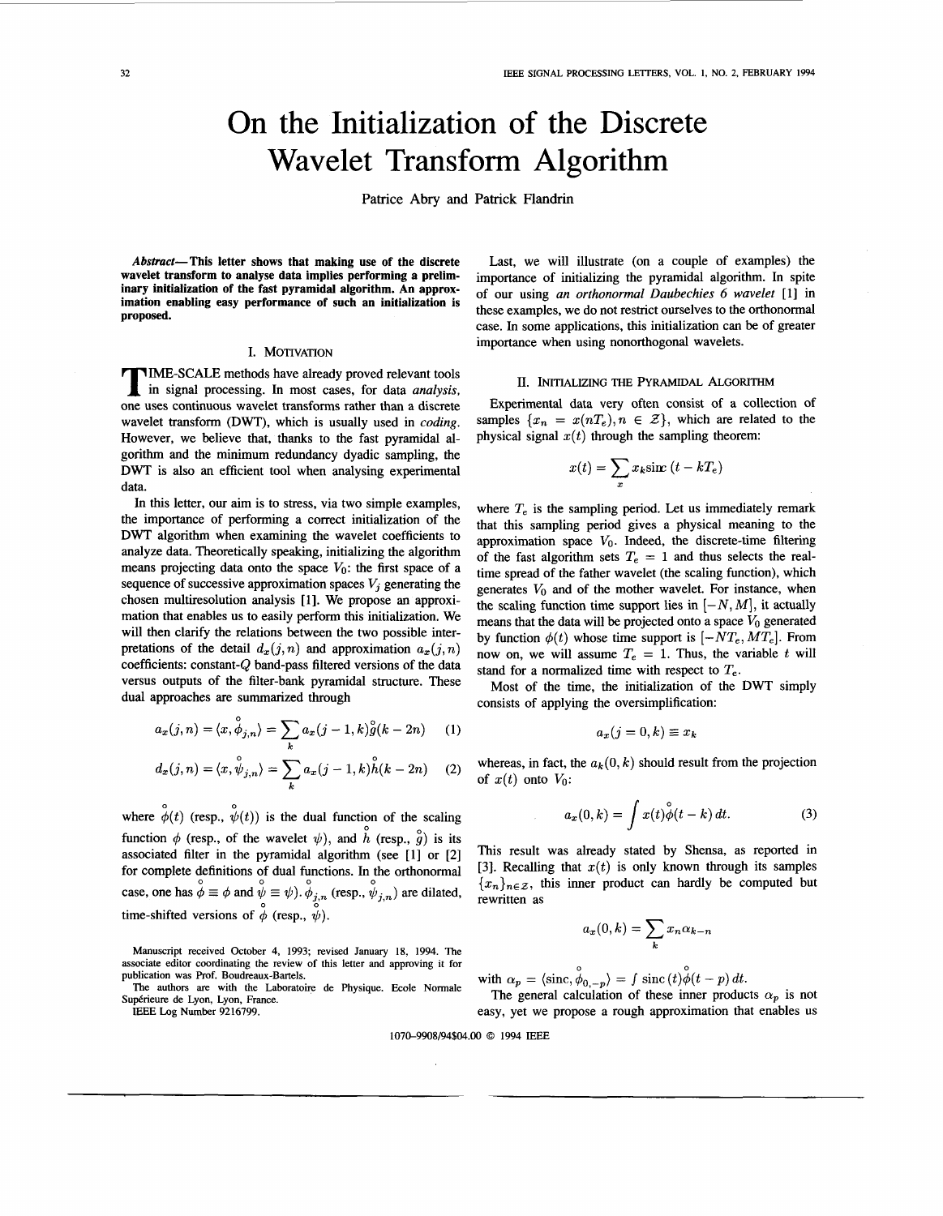# On the Initialization of the Discrete Wavelet Transform Algorithm

Patrice Abry and Patrick Flandrin

***Abstract*—This letter shows that making use of the discrete wavelet transform to analyse data implies performing a preliminary initialization of the fast pyramidal algorithm. An approximation enabling easy performance of such an initialization is proposed.**

## I. Motivation

TIME-SCALE methods have already proved relevant tools in signal processing. In most cases, for data *analysis*, one uses continuous wavelet transforms rather than a discrete wavelet transform (DWT), which is usually used in *coding*. However, we believe that, thanks to the fast pyramidal algorithm and the minimum redundancy dyadic sampling, the DWT is also an efficient tool when analysing experimental data.

In this letter, our aim is to stress, via two simple examples, the importance of performing a correct initialization of the DWT algorithm when examining the wavelet coefficients to analyze data. Theoretically speaking, initializing the algorithm means projecting data onto the space $V_0$: the first space of a sequence of successive approximation spaces $V_j$ generating the chosen multiresolution analysis [1]. We propose an approximation that enables us to easily perform this initialization. We will then clarify the relations between the two possible interpretations of the detail $d_x(j,n)$ and approximation $a_x(j,n)$ coefficients: constant-$Q$ band-pass filtered versions of the data versus outputs of the filter-bank pyramidal structure. These dual approaches are summarized through

$$a_x(j,n) = \langle x, \overset{\circ}{\phi}_{j,n}\rangle = \sum_k a_x(j-1,k)\overset{\circ}{g}(k-2n) \quad (1)$$

$$d_x(j,n) = \langle x, \overset{\circ}{\psi}_{j,n}\rangle = \sum_k a_x(j-1,k)\overset{\circ}{h}(k-2n) \quad (2)$$

where $\overset{\circ}{\phi}(t)$ (resp., $\overset{\circ}{\psi}(t)$) is the dual function of the scaling function $\phi$ (resp., of the wavelet $\psi$), and $\overset{\circ}{h}$ (resp., $\overset{\circ}{g}$) is its associated filter in the pyramidal algorithm (see [1] or [2] for complete definitions of dual functions. In the orthonormal case, one has $\overset{\circ}{\phi} \equiv \phi$ and $\overset{\circ}{\psi} \equiv \psi$). $\overset{\circ}{\phi}_{j,n}$ (resp., $\overset{\circ}{\psi}_{j,n}$) are dilated, time-shifted versions of $\overset{\circ}{\phi}$ (resp., $\overset{\circ}{\psi}$).

Manuscript received October 4, 1993; revised January 18, 1994. The associate editor coordinating the review of this letter and approving it for publication was Prof. Boudreaux-Bartels.

The authors are with the Laboratoire de Physique. Ecole Normale Supérieure de Lyon, Lyon, France.

IEEE Log Number 9216799.

Last, we will illustrate (on a couple of examples) the importance of initializing the pyramidal algorithm. In spite of our using *an orthonormal Daubechies 6 wavelet* [1] in these examples, we do not restrict ourselves to the orthonormal case. In some applications, this initialization can be of greater importance when using nonorthogonal wavelets.

## II. Initializing the Pyramidal Algorithm

Experimental data very often consist of a collection of samples $\{x_n = x(nT_e), n \in \mathcal{Z}\}$, which are related to the physical signal $x(t)$ through the sampling theorem:

$$x(t) = \sum_x x_k \text{sinc}\,(t - kT_e)$$

where $T_e$ is the sampling period. Let us immediately remark that this sampling period gives a physical meaning to the approximation space $V_0$. Indeed, the discrete-time filtering of the fast algorithm sets $T_e = 1$ and thus selects the real-time spread of the father wavelet (the scaling function), which generates $V_0$ and of the mother wavelet. For instance, when the scaling function time support lies in $[-N, M]$, it actually means that the data will be projected onto a space $V_0$ generated by function $\phi(t)$ whose time support is $[-NT_e, MT_e]$. From now on, we will assume $T_e = 1$. Thus, the variable $t$ will stand for a normalized time with respect to $T_e$.

Most of the time, the initialization of the DWT simply consists of applying the oversimplification:

$$a_x(j=0,k) \equiv x_k$$

whereas, in fact, the $a_k(0,k)$ should result from the projection of $x(t)$ onto $V_0$:

$$a_x(0,k) = \int x(t)\overset{\circ}{\phi}(t-k)\,dt. \quad (3)$$

This result was already stated by Shensa, as reported in [3]. Recalling that $x(t)$ is only known through its samples $\{x_n\}_{n\in\mathcal{Z}}$, this inner product can hardly be computed but rewritten as

$$a_x(0,k) = \sum_k x_n \alpha_{k-n}$$

with $\alpha_p = \langle \text{sinc}, \overset{\circ}{\phi}_{0,-p}\rangle = \int \text{sinc}\,(t)\overset{\circ}{\phi}(t-p)\,dt$.

The general calculation of these inner products $\alpha_p$ is not easy, yet we propose a rough approximation that enables us

1070-9908/94$04.00 © 1994 IEEE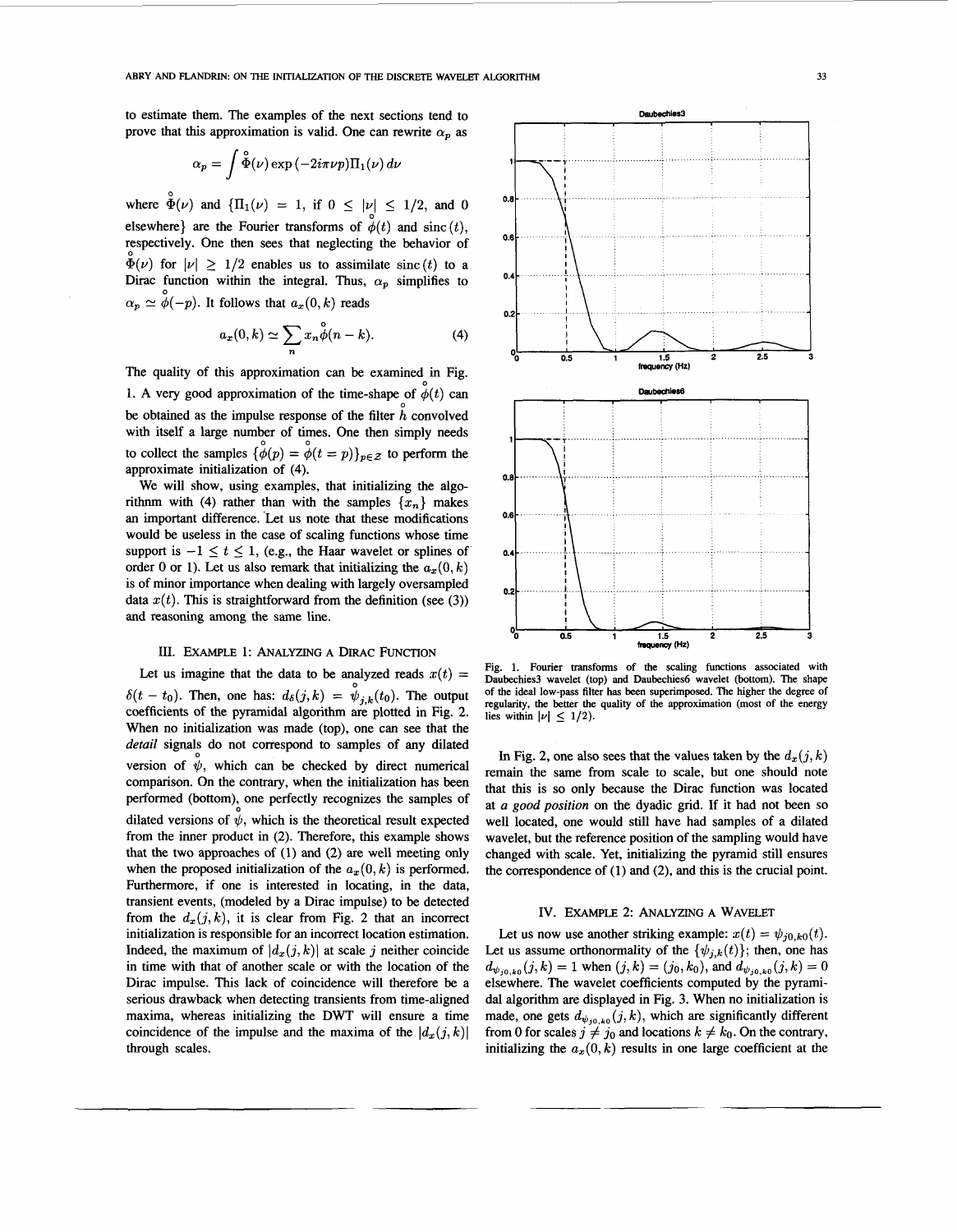to estimate them. The examples of the next sections tend to prove that this approximation is valid. One can rewrite $\alpha_p$ as

$$\alpha_p = \int \overset{\circ}{\Phi}(\nu) \exp(-2i\pi\nu p)\Pi_1(\nu)\, d\nu$$

where $\overset{\circ}{\Phi}(\nu)$ and $\{\Pi_1(\nu) = 1$, if $0 \leq |\nu| \leq 1/2$, and 0 elsewhere$\}$ are the Fourier transforms of $\overset{\circ}{\phi}(t)$ and sinc$(t)$, respectively. One then sees that neglecting the behavior of $\overset{\circ}{\Phi}(\nu)$ for $|\nu| \geq 1/2$ enables us to assimilate sinc$(t)$ to a Dirac function within the integral. Thus, $\alpha_p$ simplifies to $\alpha_p \simeq \overset{\circ}{\phi}(-p)$. It follows that $a_x(0,k)$ reads

$$a_x(0,k) \simeq \sum_n x_n \overset{\circ}{\phi}(n-k). \tag{4}$$

The quality of this approximation can be examined in Fig. 1. A very good approximation of the time-shape of $\overset{\circ}{\phi}(t)$ can be obtained as the impulse response of the filter $\overset{\circ}{h}$ convolved with itself a large number of times. One then simply needs to collect the samples $\{\overset{\circ}{\phi}(p) = \overset{\circ}{\phi}(t=p)\}_{p \in Z}$ to perform the approximate initialization of (4).

We will show, using examples, that initializing the algorithm with (4) rather than with the samples $\{x_n\}$ makes an important difference. Let us note that these modifications would be useless in the case of scaling functions whose time support is $-1 \leq t \leq 1$, (e.g., the Haar wavelet or splines of order 0 or 1). Let us also remark that initializing the $a_x(0,k)$ is of minor importance when dealing with largely oversampled data $x(t)$. This is straightforward from the definition (see (3)) and reasoning among the same line.

Daubechies3

1
0.8
0.6
0.4
0.2
0
0 0.5 1 1.5 2 2.5 3
frequency (Hz)

Daubechies6

1
0.8
0.6
0.4
0.2
0
0 0.5 1 1.5 2 2.5 3
frequency (Hz)

Fig. 1. Fourier transforms of the scaling functions associated with Daubechies3 wavelet (top) and Daubechies6 wavelet (bottom). The shape of the ideal low-pass filter has been superimposed. The higher the degree of regularity, the better the quality of the approximation (most of the energy lies within $|\nu| \leq 1/2$).

## III. Example 1: Analyzing a Dirac Function

Let us imagine that the data to be analyzed reads $x(t) = \delta(t - t_0)$. Then, one has: $d_\delta(j,k) = \overset{\circ}{\psi}_{j,k}(t_0)$. The output coefficients of the pyramidal algorithm are plotted in Fig. 2. When no initialization was made (top), one can see that the *detail* signals do not correspond to samples of any dilated version of $\overset{\circ}{\psi}$, which can be checked by direct numerical comparison. On the contrary, when the initialization has been performed (bottom), one perfectly recognizes the samples of dilated versions of $\overset{\circ}{\psi}$, which is the theoretical result expected from the inner product in (2). Therefore, this example shows that the two approaches of (1) and (2) are well meeting only when the proposed initialization of the $a_x(0,k)$ is performed. Furthermore, if one is interested in locating, in the data, transient events, (modeled by a Dirac impulse) to be detected from the $d_x(j,k)$, it is clear from Fig. 2 that an incorrect initialization is responsible for an incorrect location estimation. Indeed, the maximum of $|d_x(j,k)|$ at scale $j$ neither coincide in time with that of another scale or with the location of the Dirac impulse. This lack of coincidence will therefore be a serious drawback when detecting transients from time-aligned maxima, whereas initializing the DWT will ensure a time coincidence of the impulse and the maxima of the $|d_x(j,k)|$ through scales.

In Fig. 2, one also sees that the values taken by the $d_x(j,k)$ remain the same from scale to scale, but one should note that this is so only because the Dirac function was located at *a good position* on the dyadic grid. If it had not been so well located, one would still have had samples of a dilated wavelet, but the reference position of the sampling would have changed with scale. Yet, initializing the pyramid still ensures the correspondence of (1) and (2), and this is the crucial point.

## IV. Example 2: Analyzing a Wavelet

Let us now use another striking example: $x(t) = \psi_{j0,k0}(t)$. Let us assume orthonormality of the $\{\psi_{j,k}(t)\}$; then, one has $d_{\psi_{j0,k0}}(j,k) = 1$ when $(j,k) = (j_0,k_0)$, and $d_{\psi_{j0,k0}}(j,k) = 0$ elsewhere. The wavelet coefficients computed by the pyramidal algorithm are displayed in Fig. 3. When no initialization is made, one gets $d_{\psi_{j0,k0}}(j,k)$, which are significantly different from 0 for scales $j \neq j_0$ and locations $k \neq k_0$. On the contrary, initializing the $a_x(0,k)$ results in one large coefficient at the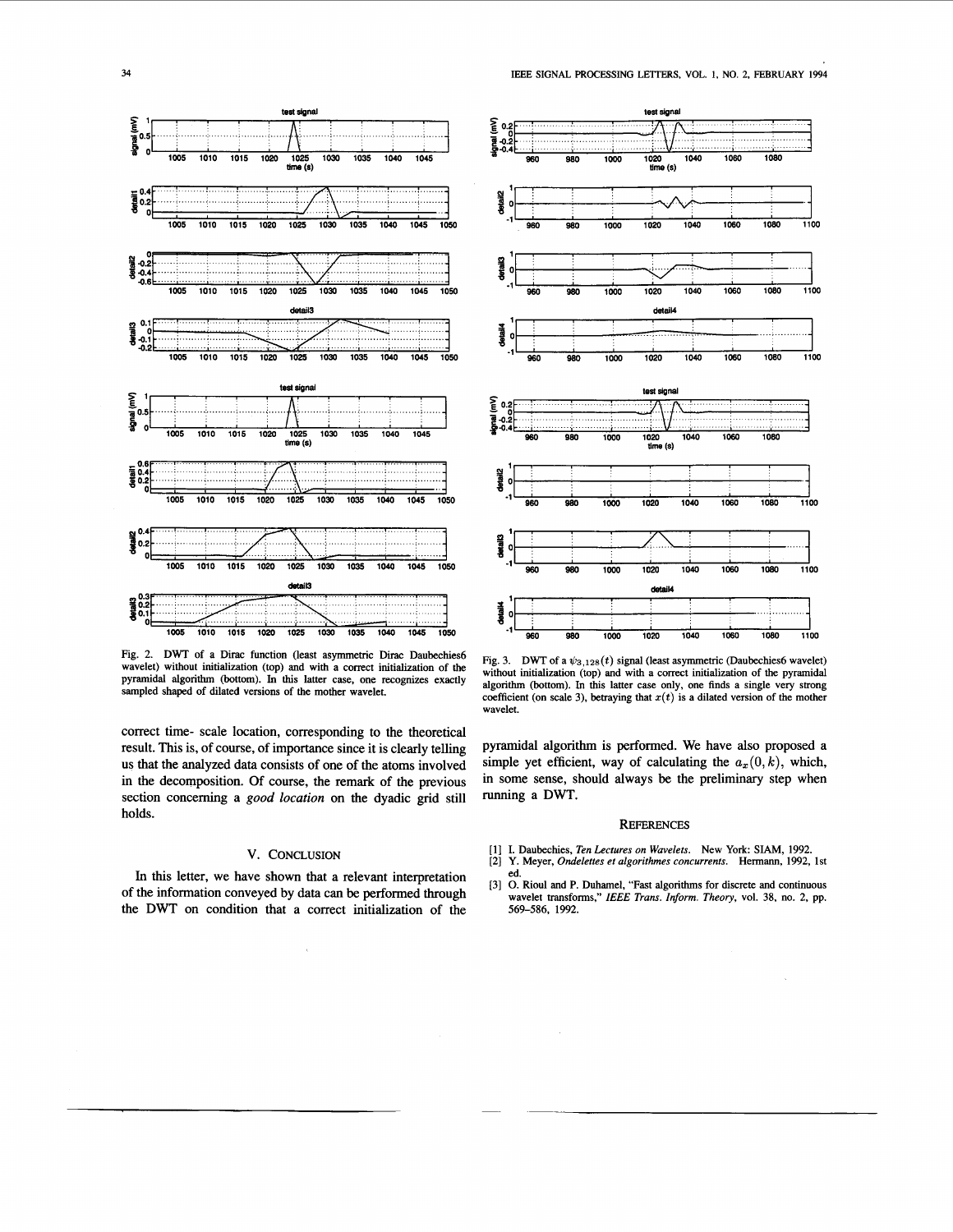test signal

signal (mV)

1
0.5
0

1005 1010 1015 1020 1025 1030 1035 1040 1045

time (s)

detail1

0.4
0.2
0

1005 1010 1015 1020 1025 1030 1035 1040 1045 1050

detail2

0
-0.2
-0.4
-0.6

1005 1010 1015 1020 1025 1030 1035 1040 1045 1050

detail3

detail3

0.1
0
-0.1
-0.2

1005 1010 1015 1020 1025 1030 1035 1040 1045 1050

test signal

signal (mV)

1
0.5
0

1005 1010 1015 1020 1025 1030 1035 1040 1045

time (s)

detail1

0.6
0.4
0.2
0

1005 1010 1015 1020 1025 1030 1035 1040 1045 1050

detail2

0.4
0.2
0

1005 1010 1015 1020 1025 1030 1035 1040 1045 1050

detail3

detail3

0.3
0.2
0.1
0

1005 1010 1015 1020 1025 1030 1035 1040 1045 1050

Fig. 2. DWT of a Dirac function (least asymmetric Dirac Daubechies6 wavelet) without initialization (top) and with a correct initialization of the pyramidal algorithm (bottom). In this latter case, one recognizes exactly sampled shaped of dilated versions of the mother wavelet.

test signal

signal (mV)

0.2
0
-0.2
-0.4

960 980 1000 1020 1040 1060 1080

time (s)

detail2

1
0
-1

960 980 1000 1020 1040 1060 1080 1100

detail3

1
0
-1

960 980 1000 1020 1040 1060 1080 1100

detail4

detail4

1
0
-1

960 980 1000 1020 1040 1060 1080 1100

test signal

signal (mV)

0.2
0
-0.2
-0.4

960 980 1000 1020 1040 1060 1080

time (s)

detail2

1
0
-1

960 980 1000 1020 1040 1060 1080 1100

detail3

1
0
-1

960 980 1000 1020 1040 1060 1080 1100

detail4

detail4

1
0
-1

960 980 1000 1020 1040 1060 1080 1100

Fig. 3. DWT of a $\psi_{3,128}(t)$ signal (least asymmetric (Daubechies6 wavelet) without initialization (top) and with a correct initialization of the pyramidal algorithm (bottom). In this latter case only, one finds a single very strong coefficient (on scale 3), betraying that $x(t)$ is a dilated version of the mother wavelet.

correct time- scale location, corresponding to the theoretical result. This is, of course, of importance since it is clearly telling us that the analyzed data consists of one of the atoms involved in the decomposition. Of course, the remark of the previous section concerning a *good location* on the dyadic grid still holds.

## V. Conclusion

In this letter, we have shown that a relevant interpretation of the information conveyed by data can be performed through the DWT on condition that a correct initialization of the pyramidal algorithm is performed. We have also proposed a simple yet efficient, way of calculating the $a_x(0, k)$, which, in some sense, should always be the preliminary step when running a DWT.

## References

[1] I. Daubechies, *Ten Lectures on Wavelets.* New York: SIAM, 1992.

[2] Y. Meyer, *Ondelettes et algorithmes concurrents.* Hermann, 1992, 1st ed.

[3] O. Rioul and P. Duhamel, "Fast algorithms for discrete and continuous wavelet transforms," *IEEE Trans. Inform. Theory*, vol. 38, no. 2, pp. 569–586, 1992.